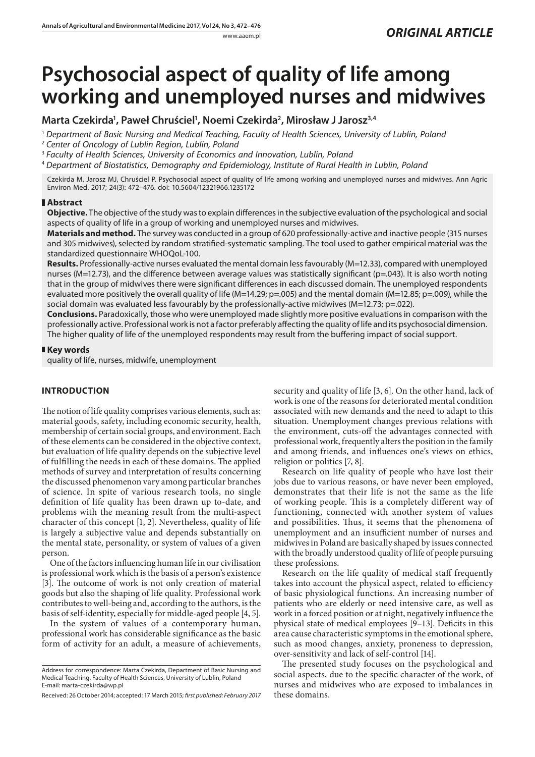*ORIGINAL ARTICLE*

# Psychosocial aspect of quality of life among working and unemployed nurses and midwives

**Marta Czekirda[1], Paweł Chruściel[1], Noemi Czekirda[2], Mirosław J Jarosz[3,4]**

[1] *Department of Basic Nursing and Medical Teaching, Faculty of Health Sciences, University of Lublin, Poland*
[2] *Center of Oncology of Lublin Region, Lublin, Poland*
[3] *Faculty of Health Sciences, University of Economics and Innovation, Lublin, Poland*
[4] *Department of Biostatistics, Demography and Epidemiology, Institute of Rural Health in Lublin, Poland*

Czekirda M, Jarosz MJ, Chruściel P. Psychosocial aspect of quality of life among working and unemployed nurses and midwives. Ann Agric Environ Med. 2017; 24(3): 472–476. doi: 10.5604/12321966.1235172

## Abstract

**Objective.** The objective of the study was to explain differences in the subjective evaluation of the psychological and social aspects of quality of life in a group of working and unemployed nurses and midwives.

**Materials and method.** The survey was conducted in a group of 620 professionally-active and inactive people (315 nurses and 305 midwives), selected by random stratified-systematic sampling. The tool used to gather empirical material was the standardized questionnaire WHOQoL-100.

**Results.** Professionally-active nurses evaluated the mental domain less favourably (M=12.33), compared with unemployed nurses (M=12.73), and the difference between average values was statistically significant (p=.043). It is also worth noting that in the group of midwives there were significant differences in each discussed domain. The unemployed respondents evaluated more positively the overall quality of life (M=14.29; p=.005) and the mental domain (M=12.85; p=.009), while the social domain was evaluated less favourably by the professionally-active midwives (M=12.73; p=.022).

**Conclusions.** Paradoxically, those who were unemployed made slightly more positive evaluations in comparison with the professionally active. Professional work is not a factor preferably affecting the quality of life and its psychosocial dimension. The higher quality of life of the unemployed respondents may result from the buffering impact of social support.

## Key words

quality of life, nurses, midwife, unemployment

## INTRODUCTION

The notion of life quality comprises various elements, such as: material goods, safety, including economic security, health, membership of certain social groups, and environment. Each of these elements can be considered in the objective context, but evaluation of life quality depends on the subjective level of fulfilling the needs in each of these domains. The applied methods of survey and interpretation of results concerning the discussed phenomenon vary among particular branches of science. In spite of various research tools, no single definition of life quality has been drawn up to-date, and problems with the meaning result from the multi-aspect character of this concept [1, 2]. Nevertheless, quality of life is largely a subjective value and depends substantially on the mental state, personality, or system of values of a given person.

One of the factors influencing human life in our civilisation is professional work which is the basis of a person's existence [3]. The outcome of work is not only creation of material goods but also the shaping of life quality. Professional work contributes to well-being and, according to the authors, is the basis of self-identity, especially for middle-aged people [4, 5].

In the system of values of a contemporary human, professional work has considerable significance as the basic form of activity for an adult, a measure of achievements, security and quality of life [3, 6]. On the other hand, lack of work is one of the reasons for deteriorated mental condition associated with new demands and the need to adapt to this situation. Unemployment changes previous relations with the environment, cuts-off the advantages connected with professional work, frequently alters the position in the family and among friends, and influences one's views on ethics, religion or politics [7, 8].

Research on life quality of people who have lost their jobs due to various reasons, or have never been employed, demonstrates that their life is not the same as the life of working people. This is a completely different way of functioning, connected with another system of values and possibilities. Thus, it seems that the phenomena of unemployment and an insufficient number of nurses and midwives in Poland are basically shaped by issues connected with the broadly understood quality of life of people pursuing these professions.

Research on the life quality of medical staff frequently takes into account the physical aspect, related to efficiency of basic physiological functions. An increasing number of patients who are elderly or need intensive care, as well as work in a forced position or at night, negatively influence the physical state of medical employees [9–13]. Deficits in this area cause characteristic symptoms in the emotional sphere, such as mood changes, anxiety, proneness to depression, over-sensitivity and lack of self-control [14].

The presented study focuses on the psychological and social aspects, due to the specific character of the work, of nurses and midwives who are exposed to imbalances in these domains.

Address for correspondence: Marta Czekirda, Department of Basic Nursing and Medical Teaching, Faculty of Health Sciences, University of Lublin, Poland
E-mail: marta-czekirda@wp.pl

Received: 26 October 2014; accepted: 17 March 2015; *first published: February 2017*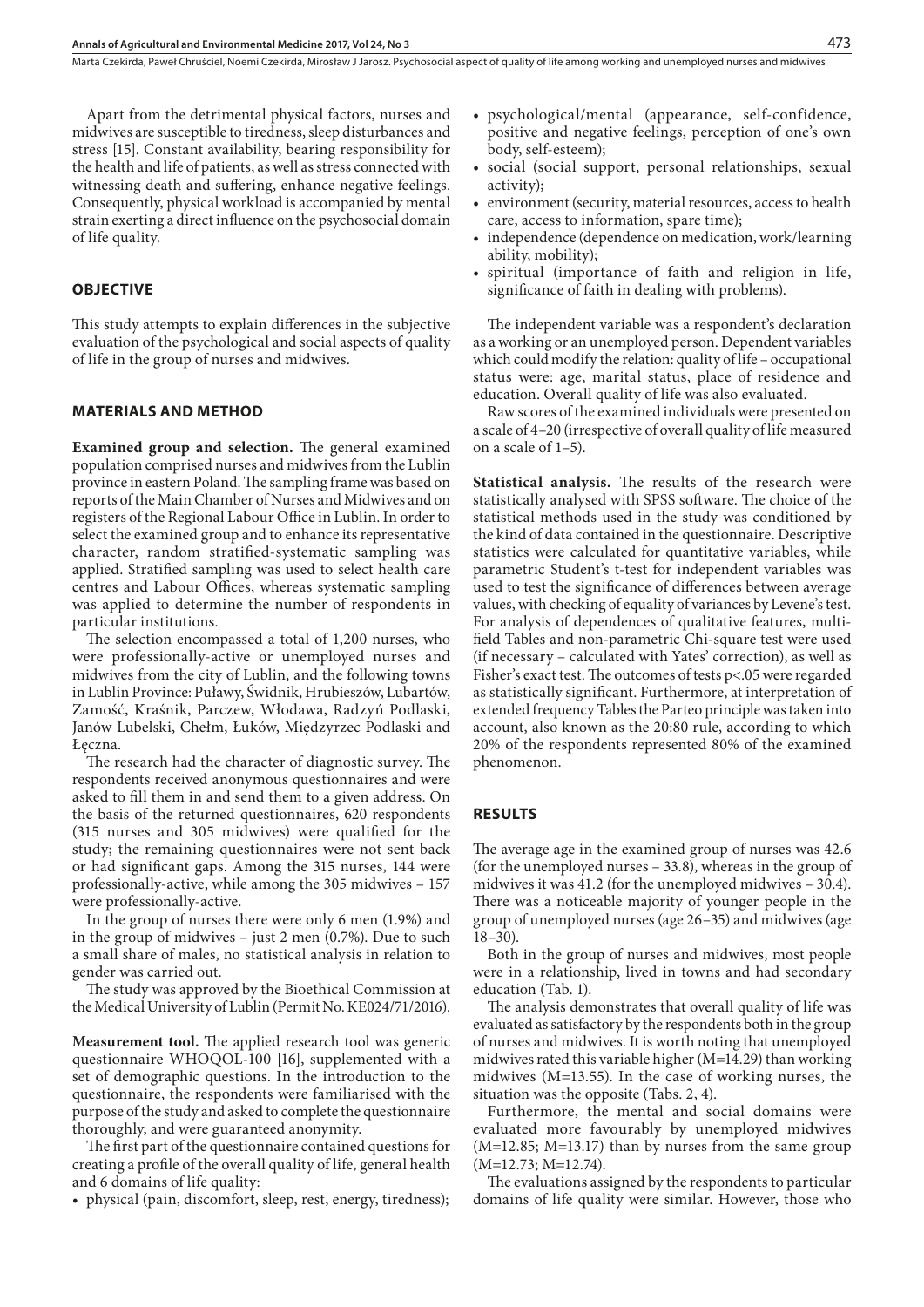Apart from the detrimental physical factors, nurses and midwives are susceptible to tiredness, sleep disturbances and stress [15]. Constant availability, bearing responsibility for the health and life of patients, as well as stress connected with witnessing death and suffering, enhance negative feelings. Consequently, physical workload is accompanied by mental strain exerting a direct influence on the psychosocial domain of life quality.

## OBJECTIVE

This study attempts to explain differences in the subjective evaluation of the psychological and social aspects of quality of life in the group of nurses and midwives.

## MATERIALS AND METHOD

**Examined group and selection.** The general examined population comprised nurses and midwives from the Lublin province in eastern Poland. The sampling frame was based on reports of the Main Chamber of Nurses and Midwives and on registers of the Regional Labour Office in Lublin. In order to select the examined group and to enhance its representative character, random stratified-systematic sampling was applied. Stratified sampling was used to select health care centres and Labour Offices, whereas systematic sampling was applied to determine the number of respondents in particular institutions.

The selection encompassed a total of 1,200 nurses, who were professionally-active or unemployed nurses and midwives from the city of Lublin, and the following towns in Lublin Province: Puławy, Świdnik, Hrubieszów, Lubartów, Zamość, Kraśnik, Parczew, Włodawa, Radzyń Podlaski, Janów Lubelski, Chełm, Łuków, Międzyrzec Podlaski and Łęczna.

The research had the character of diagnostic survey. The respondents received anonymous questionnaires and were asked to fill them in and send them to a given address. On the basis of the returned questionnaires, 620 respondents (315 nurses and 305 midwives) were qualified for the study; the remaining questionnaires were not sent back or had significant gaps. Among the 315 nurses, 144 were professionally-active, while among the 305 midwives – 157 were professionally-active.

In the group of nurses there were only 6 men (1.9%) and in the group of midwives – just 2 men (0.7%). Due to such a small share of males, no statistical analysis in relation to gender was carried out.

The study was approved by the Bioethical Commission at the Medical University of Lublin (Permit No. KE024/71/2016).

**Measurement tool.** The applied research tool was generic questionnaire WHOQOL-100 [16], supplemented with a set of demographic questions. In the introduction to the questionnaire, the respondents were familiarised with the purpose of the study and asked to complete the questionnaire thoroughly, and were guaranteed anonymity.

The first part of the questionnaire contained questions for creating a profile of the overall quality of life, general health and 6 domains of life quality:

- physical (pain, discomfort, sleep, rest, energy, tiredness);
- psychological/mental (appearance, self-confidence, positive and negative feelings, perception of one's own body, self-esteem);
- social (social support, personal relationships, sexual activity);
- environment (security, material resources, access to health care, access to information, spare time);
- independence (dependence on medication, work/learning ability, mobility);
- spiritual (importance of faith and religion in life, significance of faith in dealing with problems).

The independent variable was a respondent's declaration as a working or an unemployed person. Dependent variables which could modify the relation: quality of life – occupational status were: age, marital status, place of residence and education. Overall quality of life was also evaluated.

Raw scores of the examined individuals were presented on a scale of 4–20 (irrespective of overall quality of life measured on a scale of 1–5).

**Statistical analysis.** The results of the research were statistically analysed with SPSS software. The choice of the statistical methods used in the study was conditioned by the kind of data contained in the questionnaire. Descriptive statistics were calculated for quantitative variables, while parametric Student's t-test for independent variables was used to test the significance of differences between average values, with checking of equality of variances by Levene's test. For analysis of dependences of qualitative features, multi-field Tables and non-parametric Chi-square test were used (if necessary – calculated with Yates' correction), as well as Fisher's exact test. The outcomes of tests $p<.05$ were regarded as statistically significant. Furthermore, at interpretation of extended frequency Tables the Parteo principle was taken into account, also known as the 20:80 rule, according to which 20% of the respondents represented 80% of the examined phenomenon.

## RESULTS

The average age in the examined group of nurses was 42.6 (for the unemployed nurses – 33.8), whereas in the group of midwives it was 41.2 (for the unemployed midwives – 30.4). There was a noticeable majority of younger people in the group of unemployed nurses (age 26–35) and midwives (age 18–30).

Both in the group of nurses and midwives, most people were in a relationship, lived in towns and had secondary education (Tab. 1).

The analysis demonstrates that overall quality of life was evaluated as satisfactory by the respondents both in the group of nurses and midwives. It is worth noting that unemployed midwives rated this variable higher (M=14.29) than working midwives (M=13.55). In the case of working nurses, the situation was the opposite (Tabs. 2, 4).

Furthermore, the mental and social domains were evaluated more favourably by unemployed midwives (M=12.85; M=13.17) than by nurses from the same group (M=12.73; M=12.74).

The evaluations assigned by the respondents to particular domains of life quality were similar. However, those who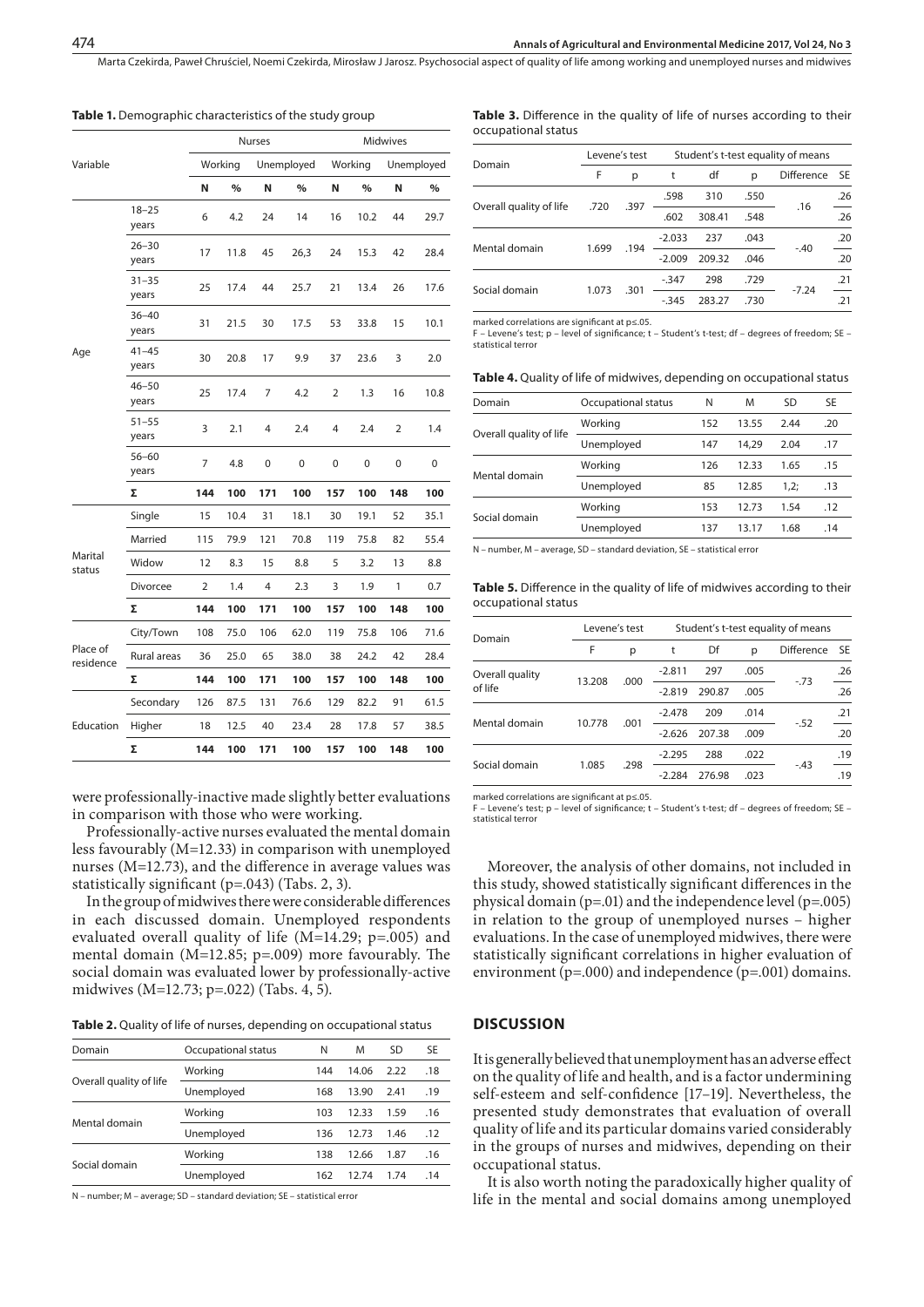**Table 1.** Demographic characteristics of the study group

| Variable | | Nurses | | | | Midwives | | | |
|---|---|---|---|---|---|---|---|---|---|
| | | Working | | Unemployed | | Working | | Unemployed | |
| | | N | % | N | % | N | % | N | % |
| Age | 18–25 years | 6 | 4.2 | 24 | 14 | 16 | 10.2 | 44 | 29.7 |
| | 26–30 years | 17 | 11.8 | 45 | 26,3 | 24 | 15.3 | 42 | 28.4 |
| | 31–35 years | 25 | 17.4 | 44 | 25.7 | 21 | 13.4 | 26 | 17.6 |
| | 36–40 years | 31 | 21.5 | 30 | 17.5 | 53 | 33.8 | 15 | 10.1 |
| | 41–45 years | 30 | 20.8 | 17 | 9.9 | 37 | 23.6 | 3 | 2.0 |
| | 46–50 years | 25 | 17.4 | 7 | 4.2 | 2 | 1.3 | 16 | 10.8 |
| | 51–55 years | 3 | 2.1 | 4 | 2.4 | 4 | 2.4 | 2 | 1.4 |
| | 56–60 years | 7 | 4.8 | 0 | 0 | 0 | 0 | 0 | 0 |
| | Σ | 144 | 100 | 171 | 100 | 157 | 100 | 148 | 100 |
| Marital status | Single | 15 | 10.4 | 31 | 18.1 | 30 | 19.1 | 52 | 35.1 |
| | Married | 115 | 79.9 | 121 | 70.8 | 119 | 75.8 | 82 | 55.4 |
| | Widow | 12 | 8.3 | 15 | 8.8 | 5 | 3.2 | 13 | 8.8 |
| | Divorcee | 2 | 1.4 | 4 | 2.3 | 3 | 1.9 | 1 | 0.7 |
| | Σ | 144 | 100 | 171 | 100 | 157 | 100 | 148 | 100 |
| Place of residence | City/Town | 108 | 75.0 | 106 | 62.0 | 119 | 75.8 | 106 | 71.6 |
| | Rural areas | 36 | 25.0 | 65 | 38.0 | 38 | 24.2 | 42 | 28.4 |
| | Σ | 144 | 100 | 171 | 100 | 157 | 100 | 148 | 100 |
| Education | Secondary | 126 | 87.5 | 131 | 76.6 | 129 | 82.2 | 91 | 61.5 |
| | Higher | 18 | 12.5 | 40 | 23.4 | 28 | 17.8 | 57 | 38.5 |
| | Σ | 144 | 100 | 171 | 100 | 157 | 100 | 148 | 100 |

were professionally-inactive made slightly better evaluations in comparison with those who were working.

Professionally-active nurses evaluated the mental domain less favourably (M=12.33) in comparison with unemployed nurses (M=12.73), and the difference in average values was statistically significant (p=.043) (Tabs. 2, 3).

In the group of midwives there were considerable differences in each discussed domain. Unemployed respondents evaluated overall quality of life (M=14.29; p=.005) and mental domain (M=12.85; p=.009) more favourably. The social domain was evaluated lower by professionally-active midwives (M=12.73; p=.022) (Tabs. 4, 5).

**Table 2.** Quality of life of nurses, depending on occupational status

| Domain | Occupational status | N | M | SD | SE |
|---|---|---|---|---|---|
| Overall quality of life | Working | 144 | 14.06 | 2.22 | .18 |
| | Unemployed | 168 | 13.90 | 2.41 | .19 |
| Mental domain | Working | 103 | 12.33 | 1.59 | .16 |
| | Unemployed | 136 | 12.73 | 1.46 | .12 |
| Social domain | Working | 138 | 12.66 | 1.87 | .16 |
| | Unemployed | 162 | 12.74 | 1.74 | .14 |

N – number; M – average; SD – standard deviation; SE – statistical error

**Table 3.** Difference in the quality of life of nurses according to their occupational status

| Domain | Levene's test | | Student's t-test equality of means | | | | |
|---|---|---|---|---|---|---|---|
| | F | p | t | df | p | Difference | SE |
| Overall quality of life | .720 | .397 | .598 | 310 | .550 | .16 | .26 |
| | | | .602 | 308.41 | .548 | | .26 |
| Mental domain | 1.699 | .194 | -2.033 | 237 | .043 | -.40 | .20 |
| | | | -2.009 | 209.32 | .046 | | .20 |
| Social domain | 1.073 | .301 | -.347 | 298 | .729 | -7.24 | .21 |
| | | | -.345 | 283.27 | .730 | | .21 |

marked correlations are significant at p≤.05.
F – Levene's test; p – level of significance; t – Student's t-test; df – degrees of freedom; SE – statistical terror

**Table 4.** Quality of life of midwives, depending on occupational status

| Domain | Occupational status | N | M | SD | SE |
|---|---|---|---|---|---|
| Overall quality of life | Working | 152 | 13.55 | 2.44 | .20 |
| | Unemployed | 147 | 14,29 | 2.04 | .17 |
| Mental domain | Working | 126 | 12.33 | 1.65 | .15 |
| | Unemployed | 85 | 12.85 | 1,2; | .13 |
| Social domain | Working | 153 | 12.73 | 1.54 | .12 |
| | Unemployed | 137 | 13.17 | 1.68 | .14 |

N – number, M – average, SD – standard deviation, SE – statistical error

**Table 5.** Difference in the quality of life of midwives according to their occupational status

| Domain | Levene's test | | Student's t-test equality of means | | | | |
|---|---|---|---|---|---|---|---|
| | F | p | t | Df | p | Difference | SE |
| Overall quality of life | 13.208 | .000 | -2.811 | 297 | .005 | -.73 | .26 |
| | | | -2.819 | 290.87 | .005 | | .26 |
| Mental domain | 10.778 | .001 | -2.478 | 209 | .014 | -.52 | .21 |
| | | | -2.626 | 207.38 | .009 | | .20 |
| Social domain | 1.085 | .298 | -2.295 | 288 | .022 | -.43 | .19 |
| | | | -2.284 | 276.98 | .023 | | .19 |

marked correlations are significant at p≤.05.
F – Levene's test; p – level of significance; t – Student's t-test; df – degrees of freedom; SE – statistical terror

Moreover, the analysis of other domains, not included in this study, showed statistically significant differences in the physical domain (p=.01) and the independence level (p=.005) in relation to the group of unemployed nurses – higher evaluations. In the case of unemployed midwives, there were statistically significant correlations in higher evaluation of environment (p=.000) and independence (p=.001) domains.

## DISCUSSION

It is generally believed that unemployment has an adverse effect on the quality of life and health, and is a factor undermining self-esteem and self-confidence [17–19]. Nevertheless, the presented study demonstrates that evaluation of overall quality of life and its particular domains varied considerably in the groups of nurses and midwives, depending on their occupational status.

It is also worth noting the paradoxically higher quality of life in the mental and social domains among unemployed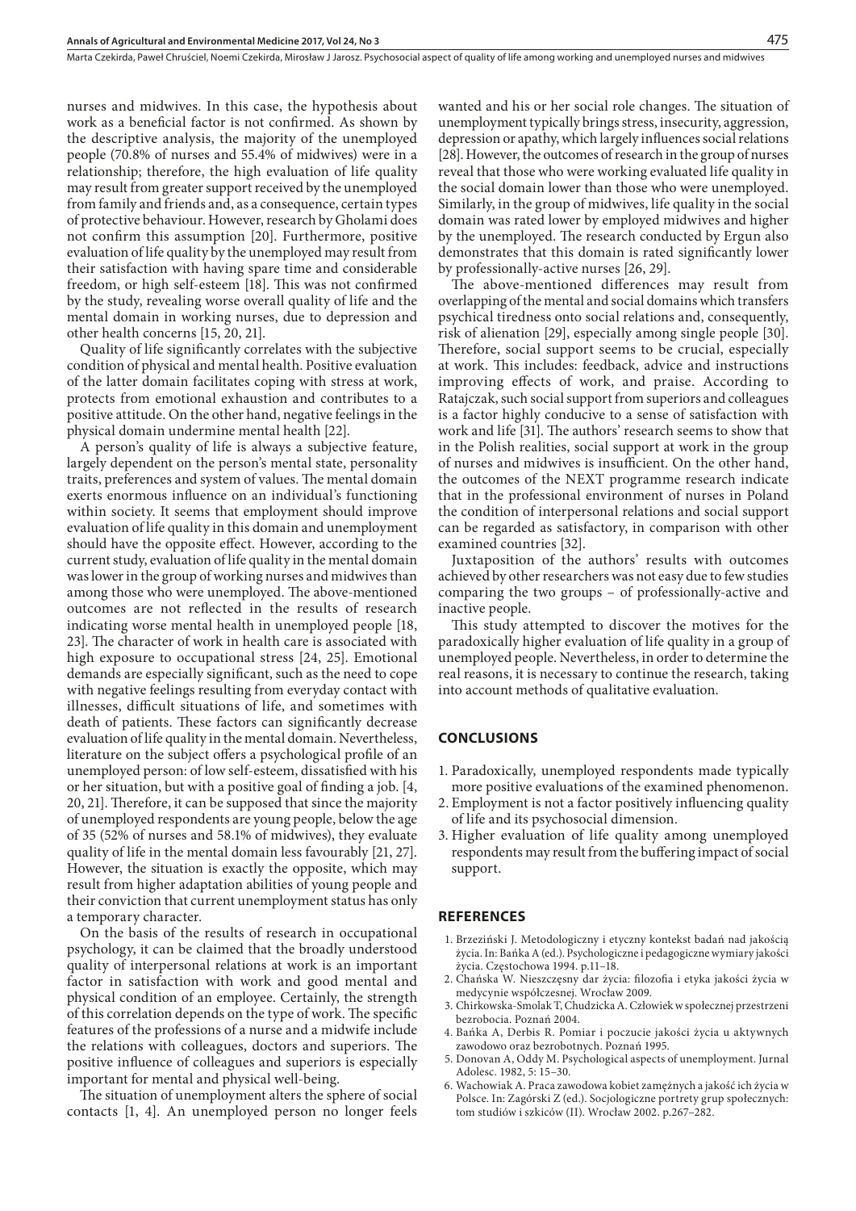nurses and midwives. In this case, the hypothesis about work as a beneficial factor is not confirmed. As shown by the descriptive analysis, the majority of the unemployed people (70.8% of nurses and 55.4% of midwives) were in a relationship; therefore, the high evaluation of life quality may result from greater support received by the unemployed from family and friends and, as a consequence, certain types of protective behaviour. However, research by Gholami does not confirm this assumption [20]. Furthermore, positive evaluation of life quality by the unemployed may result from their satisfaction with having spare time and considerable freedom, or high self-esteem [18]. This was not confirmed by the study, revealing worse overall quality of life and the mental domain in working nurses, due to depression and other health concerns [15, 20, 21].

Quality of life significantly correlates with the subjective condition of physical and mental health. Positive evaluation of the latter domain facilitates coping with stress at work, protects from emotional exhaustion and contributes to a positive attitude. On the other hand, negative feelings in the physical domain undermine mental health [22].

A person's quality of life is always a subjective feature, largely dependent on the person's mental state, personality traits, preferences and system of values. The mental domain exerts enormous influence on an individual's functioning within society. It seems that employment should improve evaluation of life quality in this domain and unemployment should have the opposite effect. However, according to the current study, evaluation of life quality in the mental domain was lower in the group of working nurses and midwives than among those who were unemployed. The above-mentioned outcomes are not reflected in the results of research indicating worse mental health in unemployed people [18, 23]. The character of work in health care is associated with high exposure to occupational stress [24, 25]. Emotional demands are especially significant, such as the need to cope with negative feelings resulting from everyday contact with illnesses, difficult situations of life, and sometimes with death of patients. These factors can significantly decrease evaluation of life quality in the mental domain. Nevertheless, literature on the subject offers a psychological profile of an unemployed person: of low self-esteem, dissatisfied with his or her situation, but with a positive goal of finding a job. [4, 20, 21]. Therefore, it can be supposed that since the majority of unemployed respondents are young people, below the age of 35 (52% of nurses and 58.1% of midwives), they evaluate quality of life in the mental domain less favourably [21, 27]. However, the situation is exactly the opposite, which may result from higher adaptation abilities of young people and their conviction that current unemployment status has only a temporary character.

On the basis of the results of research in occupational psychology, it can be claimed that the broadly understood quality of interpersonal relations at work is an important factor in satisfaction with work and good mental and physical condition of an employee. Certainly, the strength of this correlation depends on the type of work. The specific features of the professions of a nurse and a midwife include the relations with colleagues, doctors and superiors. The positive influence of colleagues and superiors is especially important for mental and physical well-being.

The situation of unemployment alters the sphere of social contacts [1, 4]. An unemployed person no longer feels wanted and his or her social role changes. The situation of unemployment typically brings stress, insecurity, aggression, depression or apathy, which largely influences social relations [28]. However, the outcomes of research in the group of nurses reveal that those who were working evaluated life quality in the social domain lower than those who were unemployed. Similarly, in the group of midwives, life quality in the social domain was rated lower by employed midwives and higher by the unemployed. The research conducted by Ergun also demonstrates that this domain is rated significantly lower by professionally-active nurses [26, 29].

The above-mentioned differences may result from overlapping of the mental and social domains which transfers psychical tiredness onto social relations and, consequently, risk of alienation [29], especially among single people [30]. Therefore, social support seems to be crucial, especially at work. This includes: feedback, advice and instructions improving effects of work, and praise. According to Ratajczak, such social support from superiors and colleagues is a factor highly conducive to a sense of satisfaction with work and life [31]. The authors' research seems to show that in the Polish realities, social support at work in the group of nurses and midwives is insufficient. On the other hand, the outcomes of the NEXT programme research indicate that in the professional environment of nurses in Poland the condition of interpersonal relations and social support can be regarded as satisfactory, in comparison with other examined countries [32].

Juxtaposition of the authors' results with outcomes achieved by other researchers was not easy due to few studies comparing the two groups – of professionally-active and inactive people.

This study attempted to discover the motives for the paradoxically higher evaluation of life quality in a group of unemployed people. Nevertheless, in order to determine the real reasons, it is necessary to continue the research, taking into account methods of qualitative evaluation.

## CONCLUSIONS

1. Paradoxically, unemployed respondents made typically more positive evaluations of the examined phenomenon.
2. Employment is not a factor positively influencing quality of life and its psychosocial dimension.
3. Higher evaluation of life quality among unemployed respondents may result from the buffering impact of social support.

## REFERENCES

1. Brzeziński J. Metodologiczny i etyczny kontekst badań nad jakością życia. In: Bańka A (ed.). Psychologiczne i pedagogiczne wymiary jakości życia. Częstochowa 1994. p.11–18.
2. Chańska W. Nieszczęsny dar życia: filozofia i etyka jakości życia w medycynie współczesnej. Wrocław 2009.
3. Chirkowska-Smolak T, Chudzicka A. Człowiek w społecznej przestrzeni bezrobocia. Poznań 2004.
4. Bańka A, Derbis R. Pomiar i poczucie jakości życia u aktywnych zawodowo oraz bezrobotnych. Poznań 1995.
5. Donovan A, Oddy M. Psychological aspects of unemployment. Jurnal Adolesc. 1982, 5: 15–30.
6. Wachowiak A. Praca zawodowa kobiet zamężnych a jakość ich życia w Polsce. In: Zagórski Z (ed.). Socjologiczne portrety grup społecznych: tom studiów i szkiców (II). Wrocław 2002. p.267–282.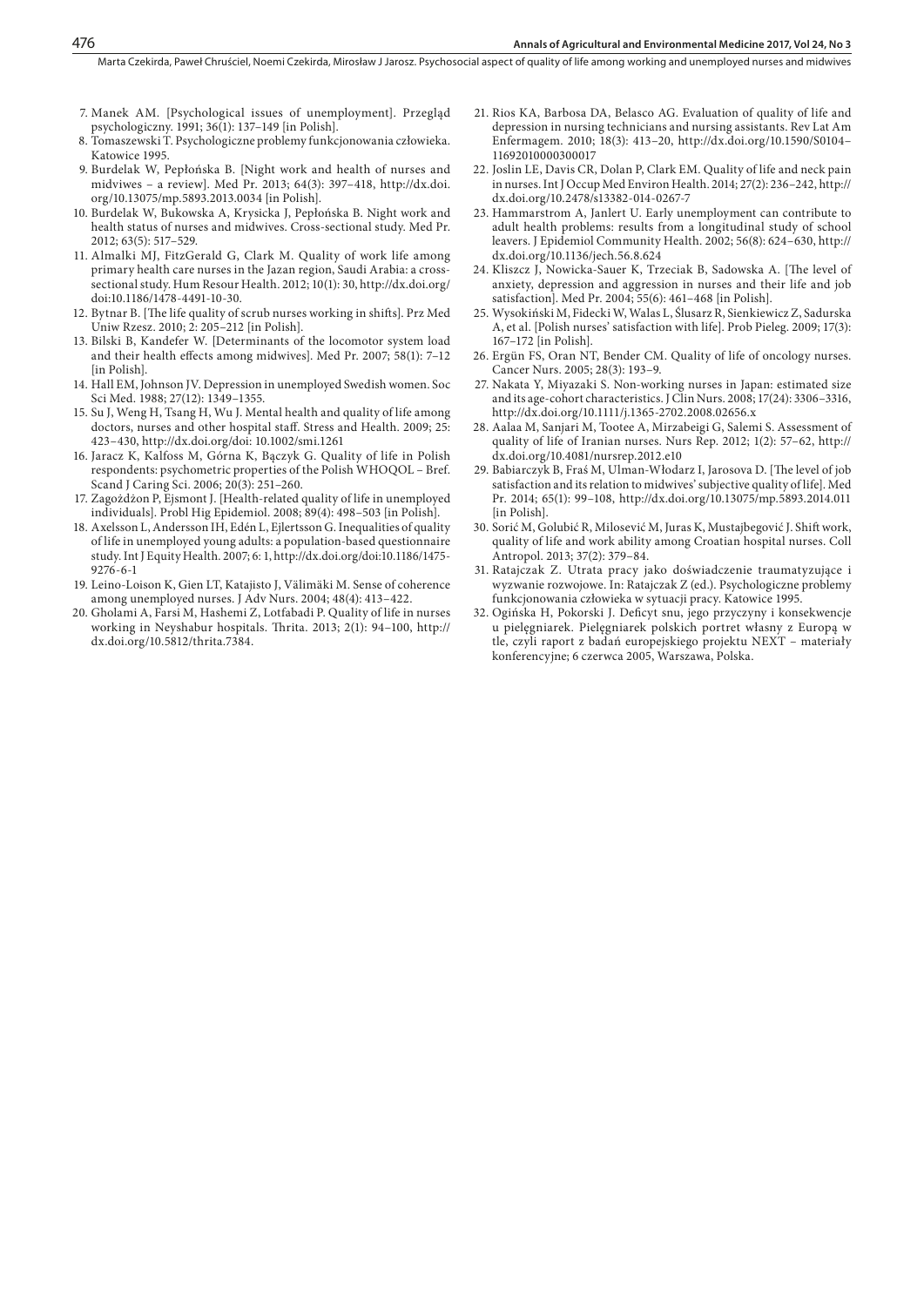7. Manek AM. [Psychological issues of unemployment]. Przegląd psychologiczny. 1991; 36(1): 137–149 [in Polish].
8. Tomaszewski T. Psychologiczne problemy funkcjonowania człowieka. Katowice 1995.
9. Burdelak W, Pepłońska B. [Night work and health of nurses and midviwes – a review]. Med Pr. 2013; 64(3): 397–418, http://dx.doi.org/10.13075/mp.5893.2013.0034 [in Polish].
10. Burdelak W, Bukowska A, Krysicka J, Pepłońska B. Night work and health status of nurses and midwives. Cross-sectional study. Med Pr. 2012; 63(5): 517–529.
11. Almalki MJ, FitzGerald G, Clark M. Quality of work life among primary health care nurses in the Jazan region, Saudi Arabia: a cross-sectional study. Hum Resour Health. 2012; 10(1): 30, http://dx.doi.org/doi:10.1186/1478-4491-10-30.
12. Bytnar B. [The life quality of scrub nurses working in shifts]. Prz Med Uniw Rzesz. 2010; 2: 205–212 [in Polish].
13. Bilski B, Kandefer W. [Determinants of the locomotor system load and their health effects among midwifes]. Med Pr. 2007; 58(1): 7–12 [in Polish].
14. Hall EM, Johnson JV. Depression in unemployed Swedish women. Soc Sci Med. 1988; 27(12): 1349–1355.
15. Su J, Weng H, Tsang H, Wu J. Mental health and quality of life among doctors, nurses and other hospital staff. Stress and Health. 2009; 25: 423–430, http://dx.doi.org/doi: 10.1002/smi.1261
16. Jaracz K, Kalfoss M, Górna K, Bączyk G. Quality of life in Polish respondents: psychometric properties of the Polish WHOQOL – Bref. Scand J Caring Sci. 2006; 20(3): 251–260.
17. Zagożdżon P, Ejsmont J. [Health-related quality of life in unemployed individuals]. Probl Hig Epidemiol. 2008; 89(4): 498–503 [in Polish].
18. Axelsson L, Andersson IH, Edén L, Ejlertsson G. Inequalities of quality of life in unemployed young adults: a population-based questionnaire study. Int J Equity Health. 2007; 6: 1, http://dx.doi.org/doi:10.1186/1475-9276-6-1
19. Leino-Loison K, Gien LT, Katajisto J, Välimäki M. Sense of coherence among unemployed nurses. J Adv Nurs. 2004; 48(4): 413–422.
20. Gholami A, Farsi M, Hashemi Z, Lotfabadi P. Quality of life in nurses working in Neyshabur hospitals. Thrita. 2013; 2(1): 94–100, http://dx.doi.org/10.5812/thrita.7384.
21. Rios KA, Barbosa DA, Belasco AG. Evaluation of quality of life and depression in nursing technicians and nursing assistants. Rev Lat Am Enfermagem. 2010; 18(3): 413–20, http://dx.doi.org/10.1590/S0104–11692010000300017
22. Joslin LE, Davis CR, Dolan P, Clark EM. Quality of life and neck pain in nurses. Int J Occup Med Environ Health. 2014; 27(2): 236–242, http://dx.doi.org/10.2478/s13382-014-0267-7
23. Hammarstrom A, Janlert U. Early unemployment can contribute to adult health problems: results from a longitudinal study of school leavers. J Epidemiol Community Health. 2002; 56(8): 624–630, http://dx.doi.org/10.1136/jech.56.8.624
24. Kliszcz J, Nowicka-Sauer K, Trzeciak B, Sadowska A. [The level of anxiety, depression and aggression in nurses and their life and job satisfaction]. Med Pr. 2004; 55(6): 461–468 [in Polish].
25. Wysokiński M, Fidecki W, Walas L, Ślusarz R, Sienkiewicz Z, Sadurska A, et al. [Polish nurses' satisfaction with life]. Prob Pieleg. 2009; 17(3): 167–172 [in Polish].
26. Ergün FS, Oran NT, Bender CM. Quality of life of oncology nurses. Cancer Nurs. 2005; 28(3): 193–9.
27. Nakata Y, Miyazaki S. Non-working nurses in Japan: estimated size and its age-cohort characteristics. J Clin Nurs. 2008; 17(24): 3306–3316, http://dx.doi.org/10.1111/j.1365-2702.2008.02656.x
28. Aalaa M, Sanjari M, Tootee A, Mirzabeigi G, Salemi S. Assessment of quality of life of Iranian nurses. Nurs Rep. 2012; 1(2): 57–62, http://dx.doi.org/10.4081/nursrep.2012.e10
29. Babiarczyk B, Fraś M, Ulman-Włodarz I, Jarosova D. [The level of job satisfaction and its relation to midwives' subjective quality of life]. Med Pr. 2014; 65(1): 99–108, http://dx.doi.org/10.13075/mp.5893.2014.011 [in Polish].
30. Sorić M, Golubić R, Milosević M, Juras K, Mustajbegović J. Shift work, quality of life and work ability among Croatian hospital nurses. Coll Antropol. 2013; 37(2): 379–84.
31. Ratajczak Z. Utrata pracy jako doświadczenie traumatyzujące i wyzwanie rozwojowe. In: Ratajczak Z (ed.). Psychologiczne problemy funkcjonowania człowieka w sytuacji pracy. Katowice 1995.
32. Ogińska H, Pokorski J. Deficyt snu, jego przyczyny i konsekwencje u pielęgniarek. Pielęgniarek polskich portret własny z Europą w tle, czyli raport z badań europejskiego projektu NEXT – materiały konferencyjne; 6 czerwca 2005, Warszawa, Polska.